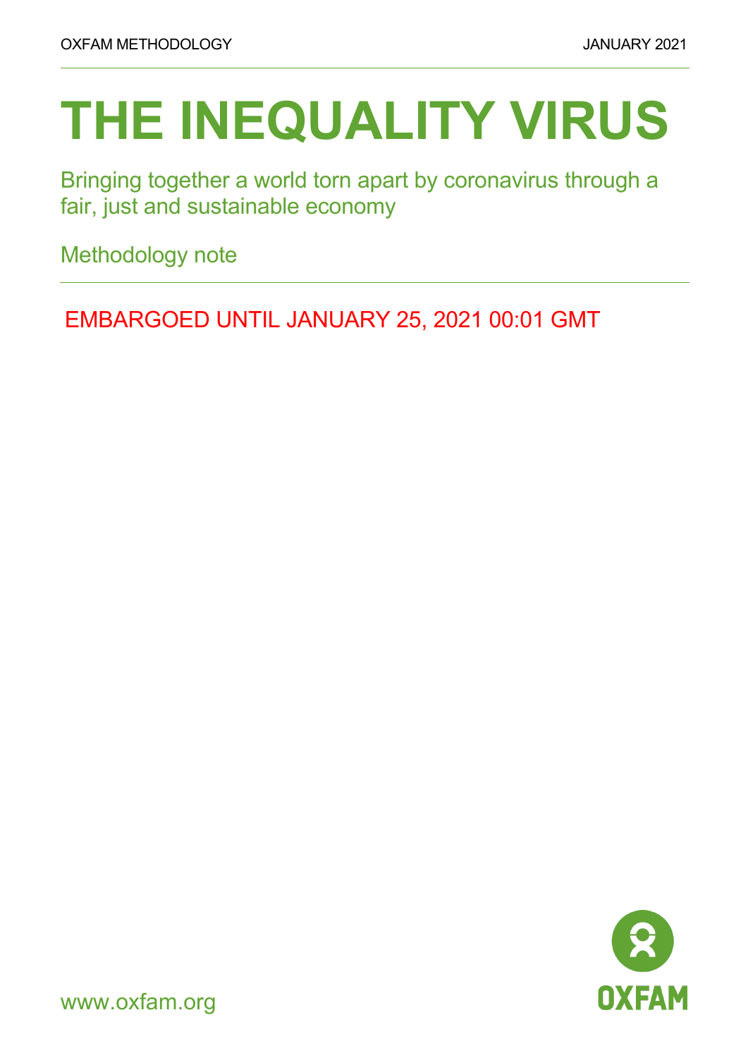OXFAM METHODOLOGY

JANUARY 2021

# THE INEQUALITY VIRUS

Bringing together a world torn apart by coronavirus through a fair, just and sustainable economy

Methodology note

EMBARGOED UNTIL JANUARY 25, 2021 00:01 GMT

www.oxfam.org

OXFAM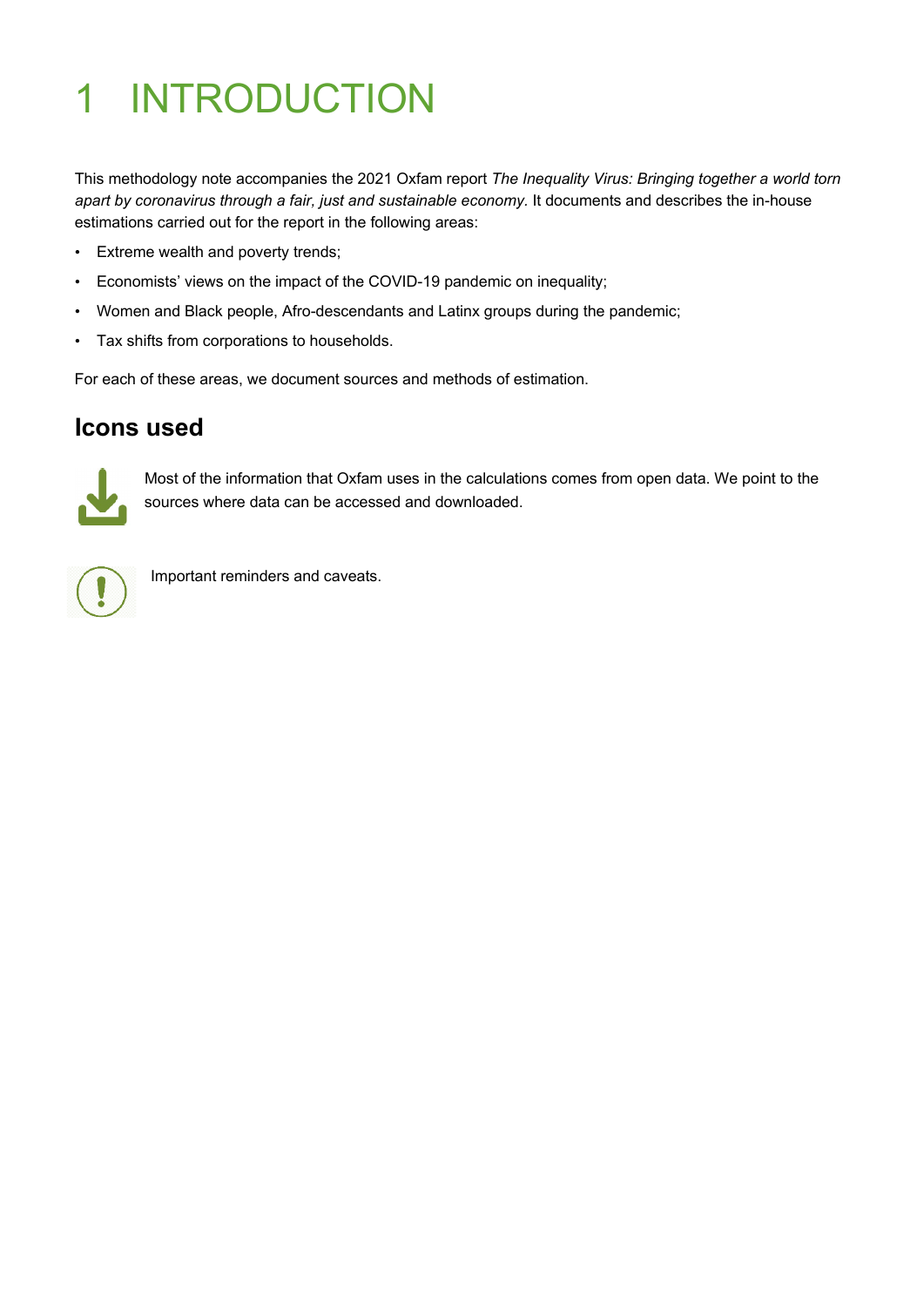# 1 INTRODUCTION

This methodology note accompanies the 2021 Oxfam report *The Inequality Virus: Bringing together a world torn apart by coronavirus through a fair, just and sustainable economy.* It documents and describes the in-house estimations carried out for the report in the following areas:

- Extreme wealth and poverty trends;
- Economists' views on the impact of the COVID-19 pandemic on inequality;
- Women and Black people, Afro-descendants and Latinx groups during the pandemic;
- Tax shifts from corporations to households.

For each of these areas, we document sources and methods of estimation.

## Icons used

Most of the information that Oxfam uses in the calculations comes from open data. We point to the sources where data can be accessed and downloaded.

Important reminders and caveats.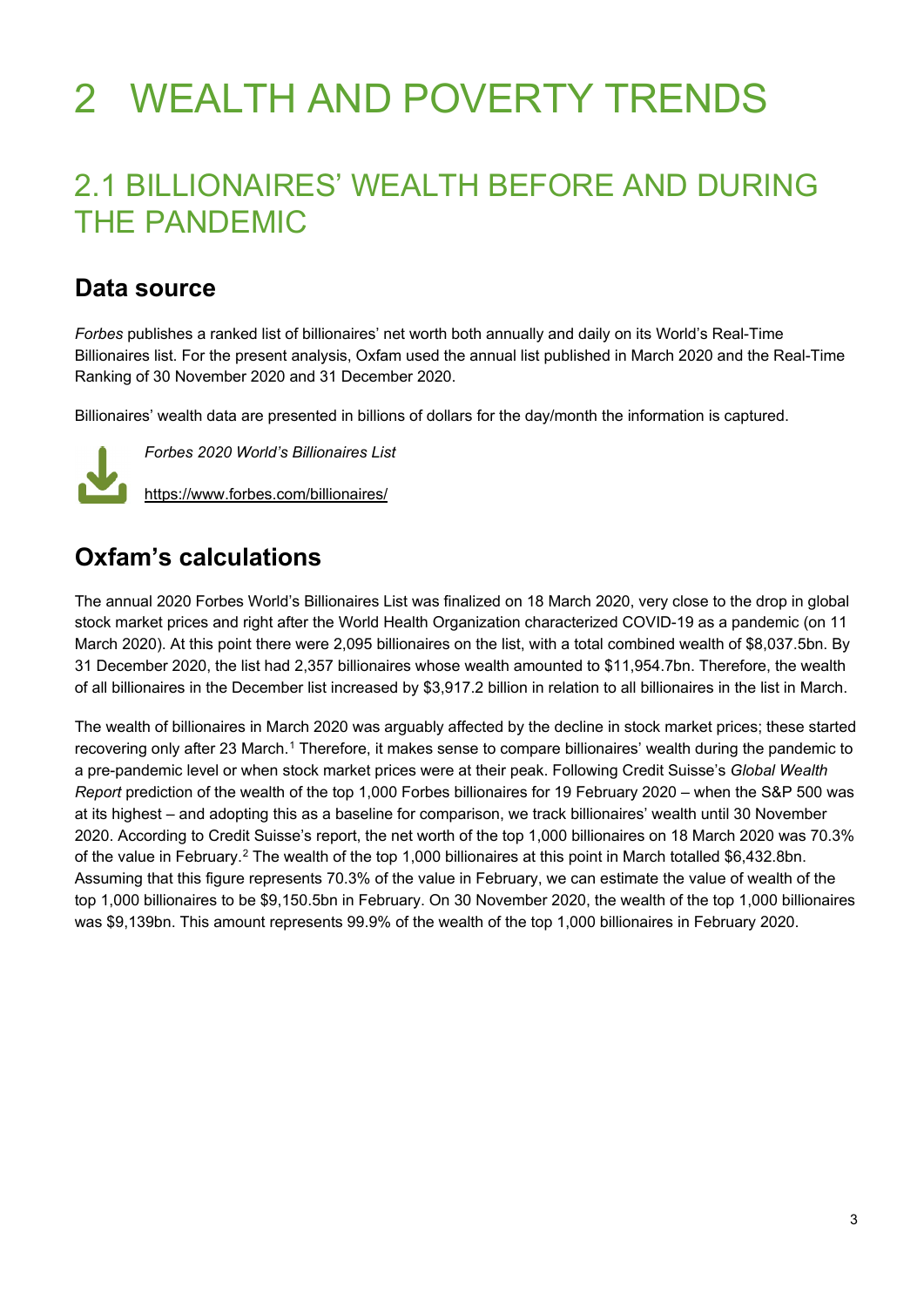# 2 WEALTH AND POVERTY TRENDS

## 2.1 BILLIONAIRES' WEALTH BEFORE AND DURING THE PANDEMIC

### Data source

*Forbes* publishes a ranked list of billionaires' net worth both annually and daily on its World's Real-Time Billionaires list. For the present analysis, Oxfam used the annual list published in March 2020 and the Real-Time Ranking of 30 November 2020 and 31 December 2020.

Billionaires' wealth data are presented in billions of dollars for the day/month the information is captured.

*Forbes 2020 World's Billionaires List*

https://www.forbes.com/billionaires/

### Oxfam's calculations

The annual 2020 Forbes World's Billionaires List was finalized on 18 March 2020, very close to the drop in global stock market prices and right after the World Health Organization characterized COVID-19 as a pandemic (on 11 March 2020). At this point there were 2,095 billionaires on the list, with a total combined wealth of $8,037.5bn. By 31 December 2020, the list had 2,357 billionaires whose wealth amounted to $11,954.7bn. Therefore, the wealth of all billionaires in the December list increased by $3,917.2 billion in relation to all billionaires in the list in March.

The wealth of billionaires in March 2020 was arguably affected by the decline in stock market prices; these started recovering only after 23 March.[1] Therefore, it makes sense to compare billionaires' wealth during the pandemic to a pre-pandemic level or when stock market prices were at their peak. Following Credit Suisse's *Global Wealth Report* prediction of the wealth of the top 1,000 Forbes billionaires for 19 February 2020 – when the S&P 500 was at its highest – and adopting this as a baseline for comparison, we track billionaires' wealth until 30 November 2020. According to Credit Suisse's report, the net worth of the top 1,000 billionaires on 18 March 2020 was 70.3% of the value in February.[2] The wealth of the top 1,000 billionaires at this point in March totalled $6,432.8bn. Assuming that this figure represents 70.3% of the value in February, we can estimate the value of wealth of the top 1,000 billionaires to be $9,150.5bn in February. On 30 November 2020, the wealth of the top 1,000 billionaires was $9,139bn. This amount represents 99.9% of the wealth of the top 1,000 billionaires in February 2020.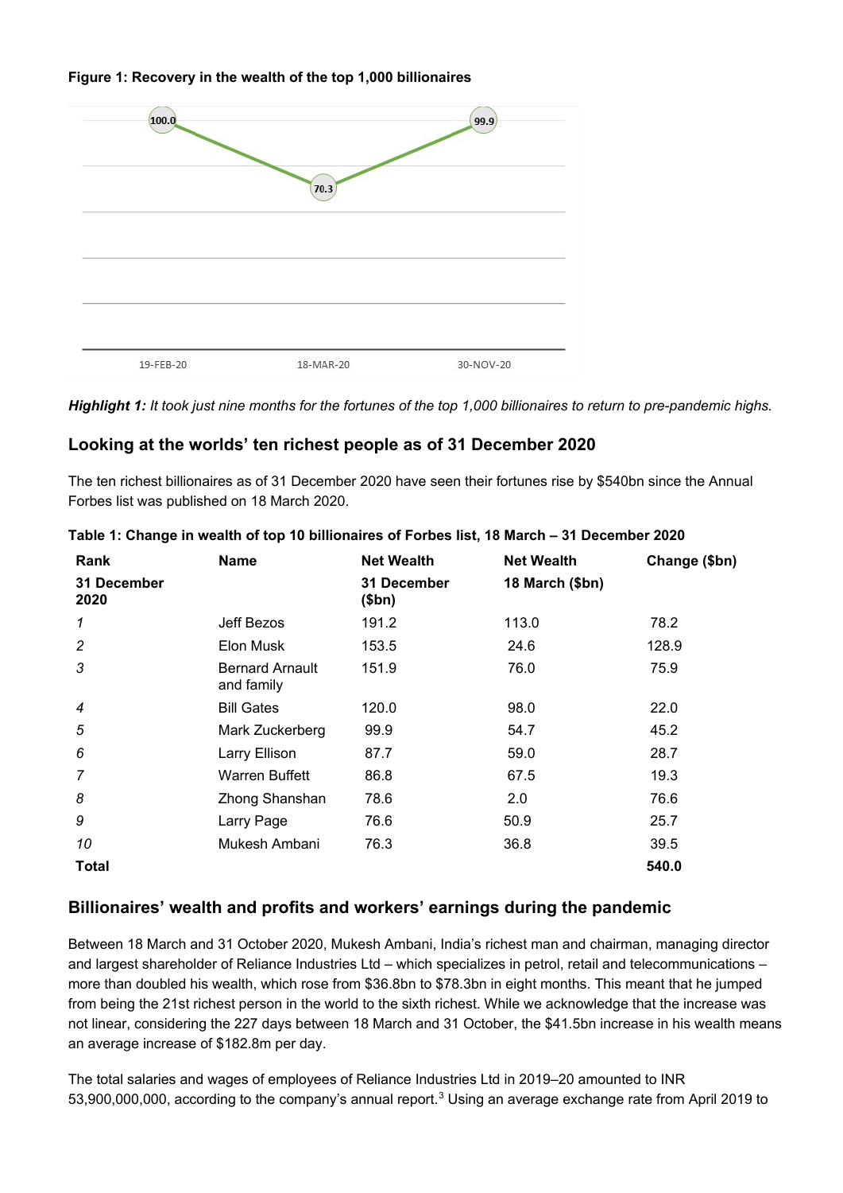**Figure 1: Recovery in the wealth of the top 1,000 billionaires**

***Highlight 1:*** *It took just nine months for the fortunes of the top 1,000 billionaires to return to pre-pandemic highs.*

## Looking at the worlds' ten richest people as of 31 December 2020

The ten richest billionaires as of 31 December 2020 have seen their fortunes rise by $540bn since the Annual Forbes list was published on 18 March 2020.

**Table 1: Change in wealth of top 10 billionaires of Forbes list, 18 March – 31 December 2020**

| Rank 31 December 2020 | Name | Net Wealth 31 December ($bn) | Net Wealth 18 March ($bn) | Change ($bn) |
|---|---|---|---|---|
| *1* | Jeff Bezos | 191.2 | 113.0 | 78.2 |
| *2* | Elon Musk | 153.5 | 24.6 | 128.9 |
| *3* | Bernard Arnault and family | 151.9 | 76.0 | 75.9 |
| *4* | Bill Gates | 120.0 | 98.0 | 22.0 |
| *5* | Mark Zuckerberg | 99.9 | 54.7 | 45.2 |
| *6* | Larry Ellison | 87.7 | 59.0 | 28.7 |
| *7* | Warren Buffett | 86.8 | 67.5 | 19.3 |
| *8* | Zhong Shanshan | 78.6 | 2.0 | 76.6 |
| *9* | Larry Page | 76.6 | 50.9 | 25.7 |
| *10* | Mukesh Ambani | 76.3 | 36.8 | 39.5 |
| **Total** | | | | **540.0** |

## Billionaires' wealth and profits and workers' earnings during the pandemic

Between 18 March and 31 October 2020, Mukesh Ambani, India's richest man and chairman, managing director and largest shareholder of Reliance Industries Ltd – which specializes in petrol, retail and telecommunications – more than doubled his wealth, which rose from $36.8bn to $78.3bn in eight months. This meant that he jumped from being the 21st richest person in the world to the sixth richest. While we acknowledge that the increase was not linear, considering the 227 days between 18 March and 31 October, the $41.5bn increase in his wealth means an average increase of $182.8m per day.

The total salaries and wages of employees of Reliance Industries Ltd in 2019–20 amounted to INR 53,900,000,000, according to the company's annual report.[3] Using an average exchange rate from April 2019 to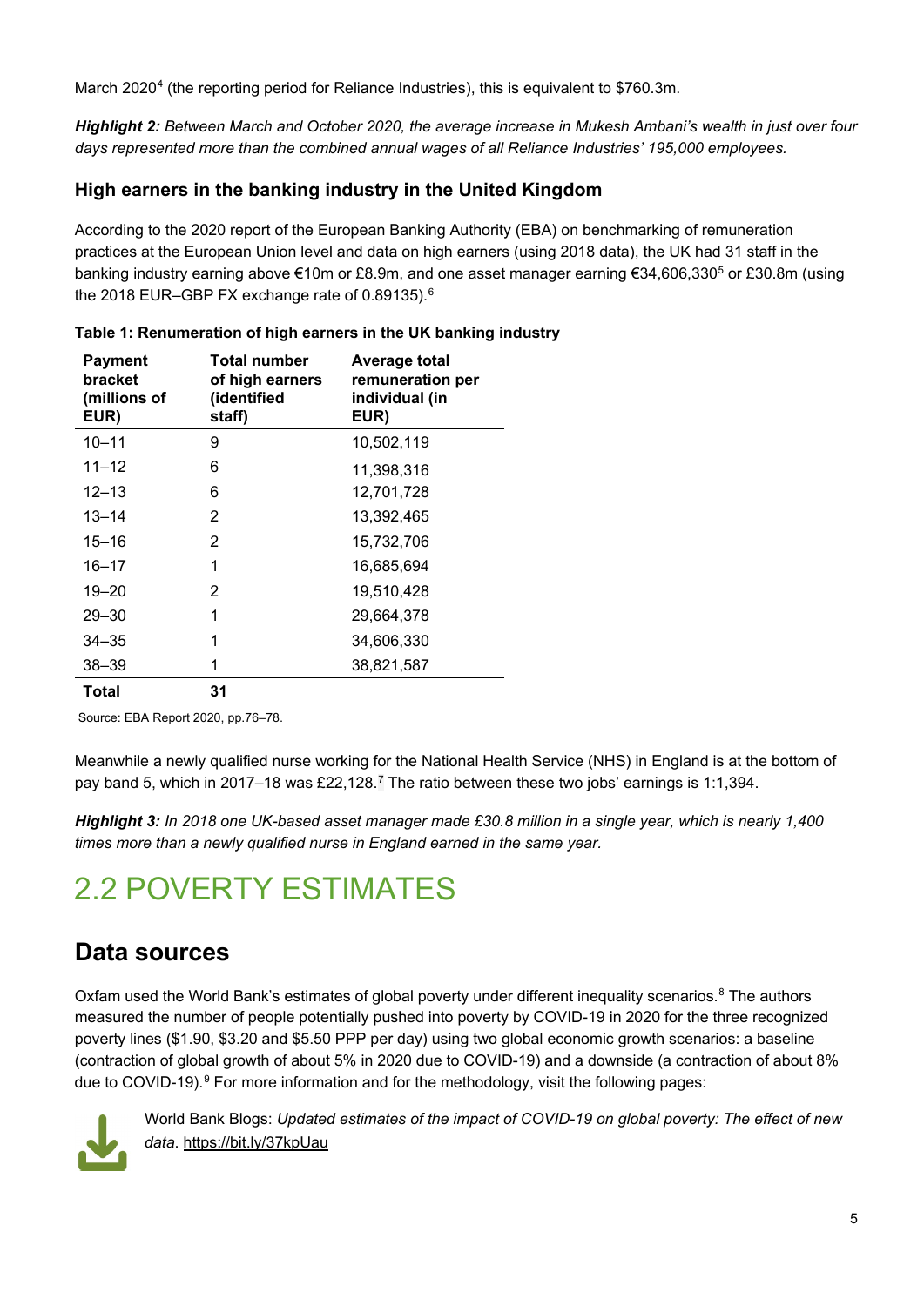March 2020[4] (the reporting period for Reliance Industries), this is equivalent to $760.3m.

***Highlight 2:*** *Between March and October 2020, the average increase in Mukesh Ambani's wealth in just over four days represented more than the combined annual wages of all Reliance Industries' 195,000 employees.*

### High earners in the banking industry in the United Kingdom

According to the 2020 report of the European Banking Authority (EBA) on benchmarking of remuneration practices at the European Union level and data on high earners (using 2018 data), the UK had 31 staff in the banking industry earning above €10m or £8.9m, and one asset manager earning €34,606,330[5] or £30.8m (using the 2018 EUR–GBP FX exchange rate of 0.89135).[6]

**Table 1: Renumeration of high earners in the UK banking industry**

| Payment bracket (millions of EUR) | Total number of high earners (identified staff) | Average total remuneration per individual (in EUR) |
|---|---|---|
| 10–11 | 9 | 10,502,119 |
| 11–12 | 6 | 11,398,316 |
| 12–13 | 6 | 12,701,728 |
| 13–14 | 2 | 13,392,465 |
| 15–16 | 2 | 15,732,706 |
| 16–17 | 1 | 16,685,694 |
| 19–20 | 2 | 19,510,428 |
| 29–30 | 1 | 29,664,378 |
| 34–35 | 1 | 34,606,330 |
| 38–39 | 1 | 38,821,587 |
| **Total** | **31** | |

Source: EBA Report 2020, pp.76–78.

Meanwhile a newly qualified nurse working for the National Health Service (NHS) in England is at the bottom of pay band 5, which in 2017–18 was £22,128.[7] The ratio between these two jobs' earnings is 1:1,394.

***Highlight 3:*** *In 2018 one UK-based asset manager made £30.8 million in a single year, which is nearly 1,400 times more than a newly qualified nurse in England earned in the same year.*

# 2.2 POVERTY ESTIMATES

## Data sources

Oxfam used the World Bank's estimates of global poverty under different inequality scenarios.[8] The authors measured the number of people potentially pushed into poverty by COVID-19 in 2020 for the three recognized poverty lines ($1.90, $3.20 and $5.50 PPP per day) using two global economic growth scenarios: a baseline (contraction of global growth of about 5% in 2020 due to COVID-19) and a downside (a contraction of about 8% due to COVID-19).[9] For more information and for the methodology, visit the following pages:

World Bank Blogs: *Updated estimates of the impact of COVID-19 on global poverty: The effect of new data*. https://bit.ly/37kpUau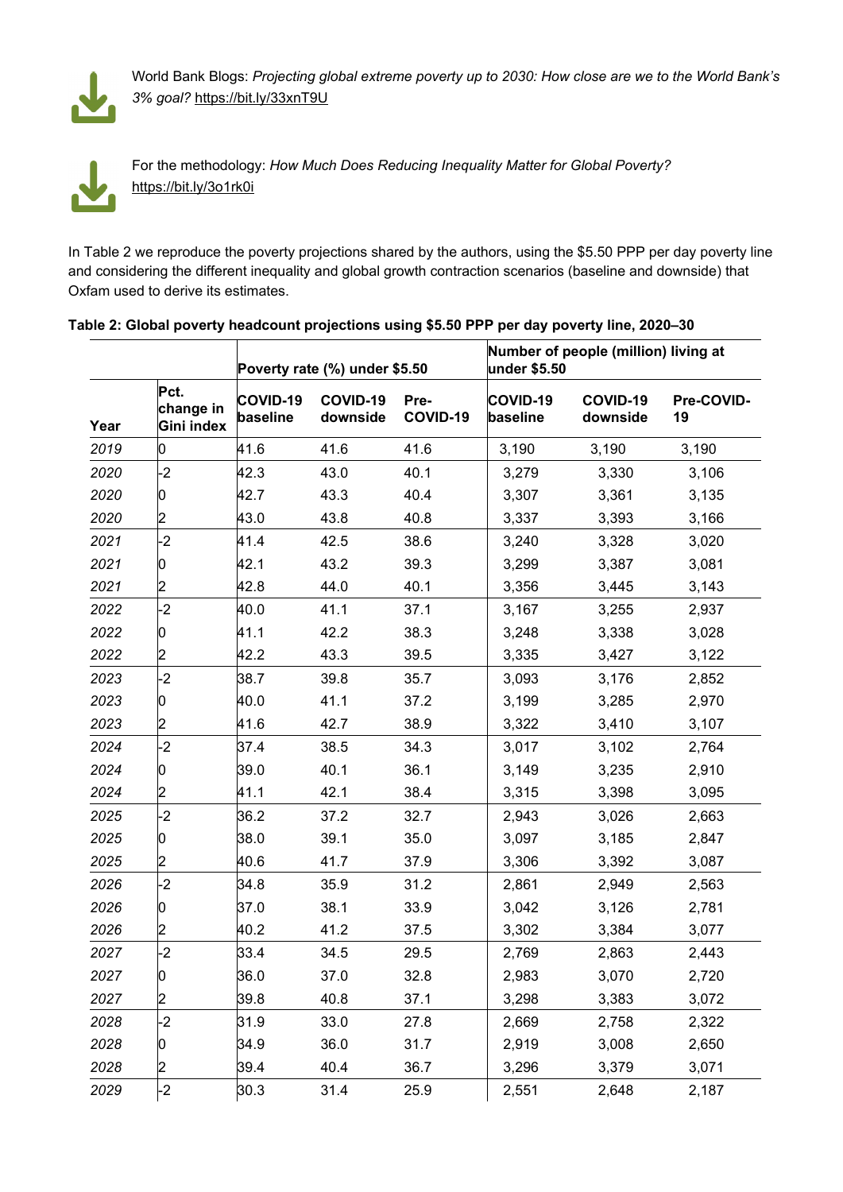World Bank Blogs: *Projecting global extreme poverty up to 2030: How close are we to the World Bank's 3% goal?* https://bit.ly/33xnT9U

For the methodology: *How Much Does Reducing Inequality Matter for Global Poverty?* https://bit.ly/3o1rk0i

In Table 2 we reproduce the poverty projections shared by the authors, using the $5.50 PPP per day poverty line and considering the different inequality and global growth contraction scenarios (baseline and downside) that Oxfam used to derive its estimates.

**Table 2: Global poverty headcount projections using $5.50 PPP per day poverty line, 2020–30**

| | | Poverty rate (%) under $5.50 | | | Number of people (million) living at under $5.50 | | |
|---|---|---|---|---|---|---|---|
| Year | Pct. change in Gini index | COVID-19 baseline | COVID-19 downside | Pre-COVID-19 | COVID-19 baseline | COVID-19 downside | Pre-COVID-19 |
| *2019* | 0 | 41.6 | 41.6 | 41.6 | 3,190 | 3,190 | 3,190 |
| *2020* | -2 | 42.3 | 43.0 | 40.1 | 3,279 | 3,330 | 3,106 |
| *2020* | 0 | 42.7 | 43.3 | 40.4 | 3,307 | 3,361 | 3,135 |
| *2020* | 2 | 43.0 | 43.8 | 40.8 | 3,337 | 3,393 | 3,166 |
| *2021* | -2 | 41.4 | 42.5 | 38.6 | 3,240 | 3,328 | 3,020 |
| *2021* | 0 | 42.1 | 43.2 | 39.3 | 3,299 | 3,387 | 3,081 |
| *2021* | 2 | 42.8 | 44.0 | 40.1 | 3,356 | 3,445 | 3,143 |
| *2022* | -2 | 40.0 | 41.1 | 37.1 | 3,167 | 3,255 | 2,937 |
| *2022* | 0 | 41.1 | 42.2 | 38.3 | 3,248 | 3,338 | 3,028 |
| *2022* | 2 | 42.2 | 43.3 | 39.5 | 3,335 | 3,427 | 3,122 |
| *2023* | -2 | 38.7 | 39.8 | 35.7 | 3,093 | 3,176 | 2,852 |
| *2023* | 0 | 40.0 | 41.1 | 37.2 | 3,199 | 3,285 | 2,970 |
| *2023* | 2 | 41.6 | 42.7 | 38.9 | 3,322 | 3,410 | 3,107 |
| *2024* | -2 | 37.4 | 38.5 | 34.3 | 3,017 | 3,102 | 2,764 |
| *2024* | 0 | 39.0 | 40.1 | 36.1 | 3,149 | 3,235 | 2,910 |
| *2024* | 2 | 41.1 | 42.1 | 38.4 | 3,315 | 3,398 | 3,095 |
| *2025* | -2 | 36.2 | 37.2 | 32.7 | 2,943 | 3,026 | 2,663 |
| *2025* | 0 | 38.0 | 39.1 | 35.0 | 3,097 | 3,185 | 2,847 |
| *2025* | 2 | 40.6 | 41.7 | 37.9 | 3,306 | 3,392 | 3,087 |
| *2026* | -2 | 34.8 | 35.9 | 31.2 | 2,861 | 2,949 | 2,563 |
| *2026* | 0 | 37.0 | 38.1 | 33.9 | 3,042 | 3,126 | 2,781 |
| *2026* | 2 | 40.2 | 41.2 | 37.5 | 3,302 | 3,384 | 3,077 |
| *2027* | -2 | 33.4 | 34.5 | 29.5 | 2,769 | 2,863 | 2,443 |
| *2027* | 0 | 36.0 | 37.0 | 32.8 | 2,983 | 3,070 | 2,720 |
| *2027* | 2 | 39.8 | 40.8 | 37.1 | 3,298 | 3,383 | 3,072 |
| *2028* | -2 | 31.9 | 33.0 | 27.8 | 2,669 | 2,758 | 2,322 |
| *2028* | 0 | 34.9 | 36.0 | 31.7 | 2,919 | 3,008 | 2,650 |
| *2028* | 2 | 39.4 | 40.4 | 36.7 | 3,296 | 3,379 | 3,071 |
| *2029* | -2 | 30.3 | 31.4 | 25.9 | 2,551 | 2,648 | 2,187 |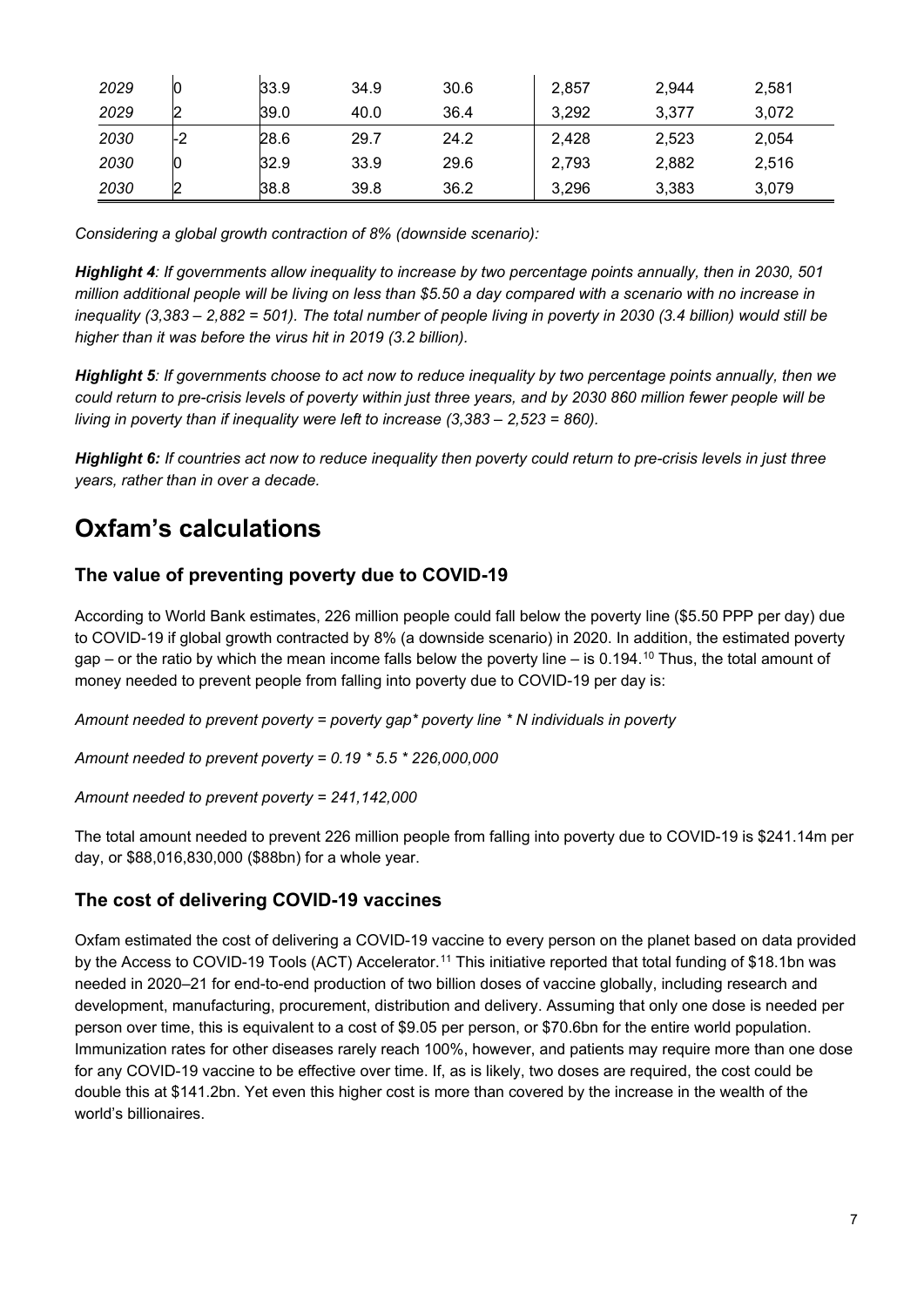| | | | | | | | |
|---|---|---|---|---|---|---|---|
| *2029* | 0 | 33.9 | 34.9 | 30.6 | 2,857 | 2,944 | 2,581 |
| *2029* | 2 | 39.0 | 40.0 | 36.4 | 3,292 | 3,377 | 3,072 |
| *2030* | -2 | 28.6 | 29.7 | 24.2 | 2,428 | 2,523 | 2,054 |
| *2030* | 0 | 32.9 | 33.9 | 29.6 | 2,793 | 2,882 | 2,516 |
| *2030* | 2 | 38.8 | 39.8 | 36.2 | 3,296 | 3,383 | 3,079 |

*Considering a global growth contraction of 8% (downside scenario):*

***Highlight 4**: If governments allow inequality to increase by two percentage points annually, then in 2030, 501 million additional people will be living on less than $5.50 a day compared with a scenario with no increase in inequality (3,383 – 2,882 = 501). The total number of people living in poverty in 2030 (3.4 billion) would still be higher than it was before the virus hit in 2019 (3.2 billion).*

***Highlight 5**: If governments choose to act now to reduce inequality by two percentage points annually, then we could return to pre-crisis levels of poverty within just three years, and by 2030 860 million fewer people will be living in poverty than if inequality were left to increase (3,383 – 2,523 = 860).*

***Highlight 6:** If countries act now to reduce inequality then poverty could return to pre-crisis levels in just three years, rather than in over a decade.*

# Oxfam's calculations

## The value of preventing poverty due to COVID-19

According to World Bank estimates, 226 million people could fall below the poverty line ($5.50 PPP per day) due to COVID-19 if global growth contracted by 8% (a downside scenario) in 2020. In addition, the estimated poverty gap – or the ratio by which the mean income falls below the poverty line – is 0.194.[10] Thus, the total amount of money needed to prevent people from falling into poverty due to COVID-19 per day is:

*Amount needed to prevent poverty = poverty gap* poverty line * N individuals in poverty*

*Amount needed to prevent poverty = 0.19 * 5.5 * 226,000,000*

*Amount needed to prevent poverty = 241,142,000*

The total amount needed to prevent 226 million people from falling into poverty due to COVID-19 is $241.14m per day, or $88,016,830,000 ($88bn) for a whole year.

## The cost of delivering COVID-19 vaccines

Oxfam estimated the cost of delivering a COVID-19 vaccine to every person on the planet based on data provided by the Access to COVID-19 Tools (ACT) Accelerator.[11] This initiative reported that total funding of $18.1bn was needed in 2020–21 for end-to-end production of two billion doses of vaccine globally, including research and development, manufacturing, procurement, distribution and delivery. Assuming that only one dose is needed per person over time, this is equivalent to a cost of $9.05 per person, or $70.6bn for the entire world population. Immunization rates for other diseases rarely reach 100%, however, and patients may require more than one dose for any COVID-19 vaccine to be effective over time. If, as is likely, two doses are required, the cost could be double this at $141.2bn. Yet even this higher cost is more than covered by the increase in the wealth of the world's billionaires.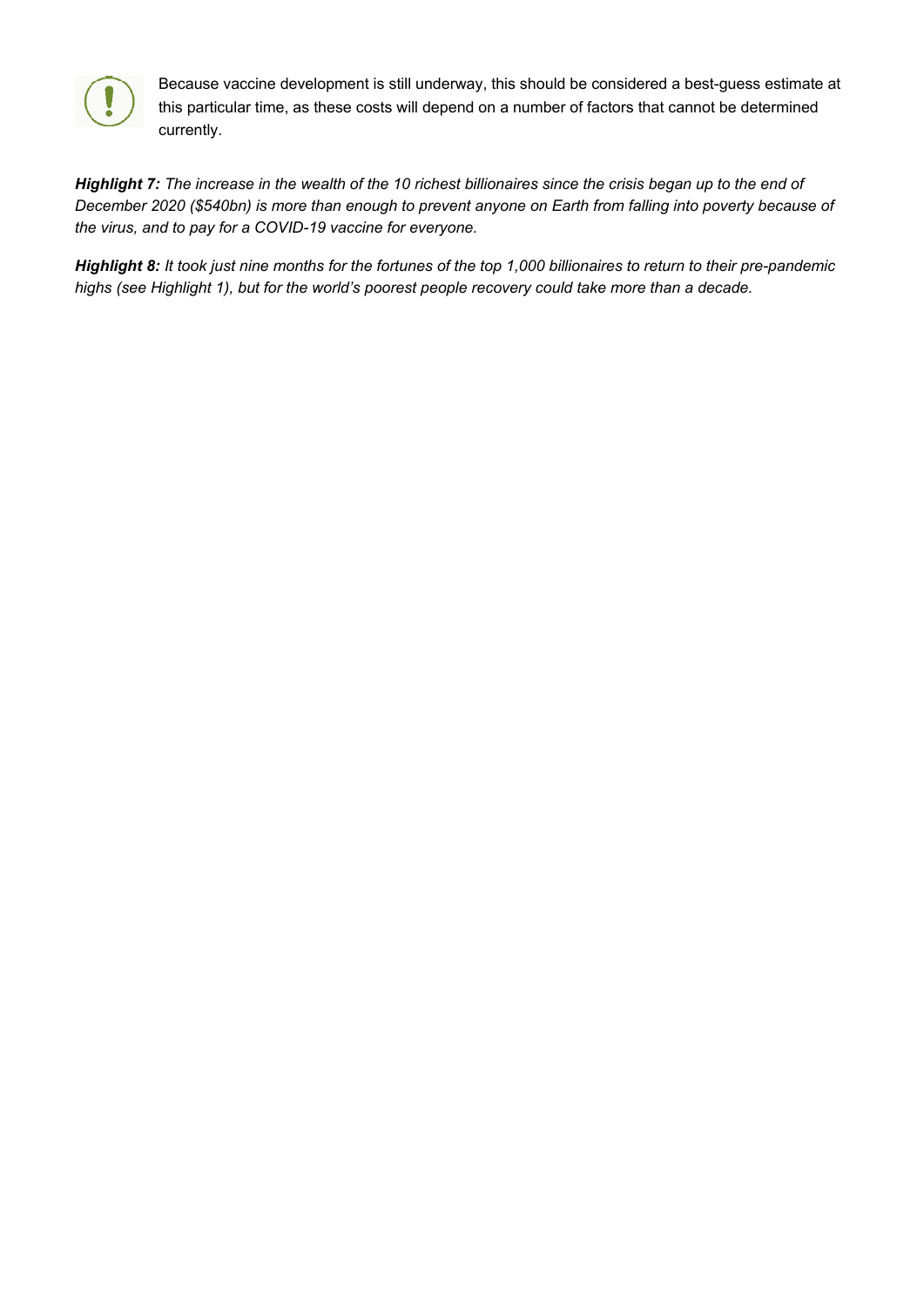Because vaccine development is still underway, this should be considered a best-guess estimate at this particular time, as these costs will depend on a number of factors that cannot be determined currently.

***Highlight 7:*** *The increase in the wealth of the 10 richest billionaires since the crisis began up to the end of December 2020 ($540bn) is more than enough to prevent anyone on Earth from falling into poverty because of the virus, and to pay for a COVID-19 vaccine for everyone.*

***Highlight 8:*** *It took just nine months for the fortunes of the top 1,000 billionaires to return to their pre-pandemic highs (see Highlight 1), but for the world's poorest people recovery could take more than a decade.*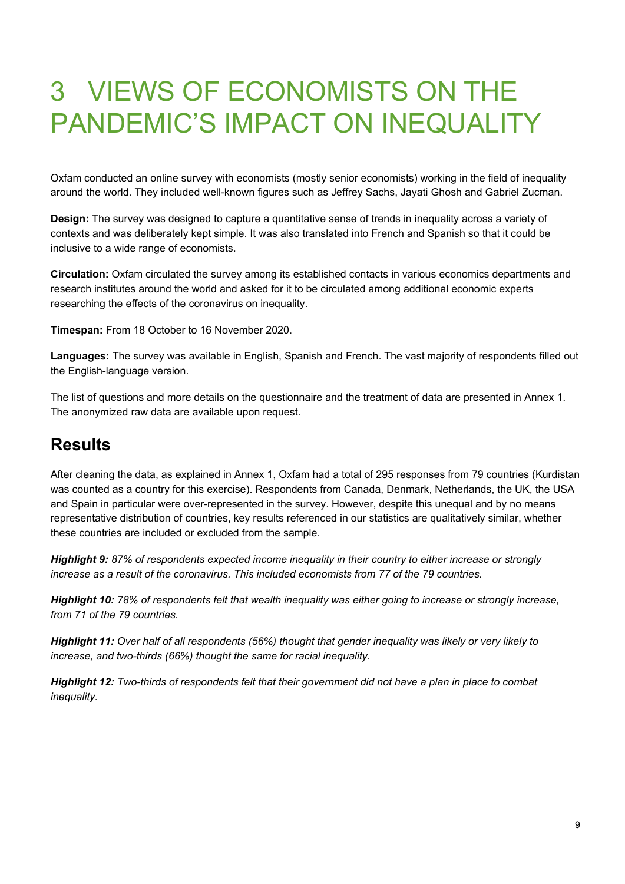# 3 VIEWS OF ECONOMISTS ON THE PANDEMIC'S IMPACT ON INEQUALITY

Oxfam conducted an online survey with economists (mostly senior economists) working in the field of inequality around the world. They included well-known figures such as Jeffrey Sachs, Jayati Ghosh and Gabriel Zucman.

**Design:** The survey was designed to capture a quantitative sense of trends in inequality across a variety of contexts and was deliberately kept simple. It was also translated into French and Spanish so that it could be inclusive to a wide range of economists.

**Circulation:** Oxfam circulated the survey among its established contacts in various economics departments and research institutes around the world and asked for it to be circulated among additional economic experts researching the effects of the coronavirus on inequality.

**Timespan:** From 18 October to 16 November 2020.

**Languages:** The survey was available in English, Spanish and French. The vast majority of respondents filled out the English-language version.

The list of questions and more details on the questionnaire and the treatment of data are presented in Annex 1. The anonymized raw data are available upon request.

## Results

After cleaning the data, as explained in Annex 1, Oxfam had a total of 295 responses from 79 countries (Kurdistan was counted as a country for this exercise). Respondents from Canada, Denmark, Netherlands, the UK, the USA and Spain in particular were over-represented in the survey. However, despite this unequal and by no means representative distribution of countries, key results referenced in our statistics are qualitatively similar, whether these countries are included or excluded from the sample.

***Highlight 9:*** *87% of respondents expected income inequality in their country to either increase or strongly increase as a result of the coronavirus. This included economists from 77 of the 79 countries.*

***Highlight 10:*** *78% of respondents felt that wealth inequality was either going to increase or strongly increase, from 71 of the 79 countries.*

***Highlight 11:*** *Over half of all respondents (56%) thought that gender inequality was likely or very likely to increase, and two-thirds (66%) thought the same for racial inequality.*

***Highlight 12:*** *Two-thirds of respondents felt that their government did not have a plan in place to combat inequality.*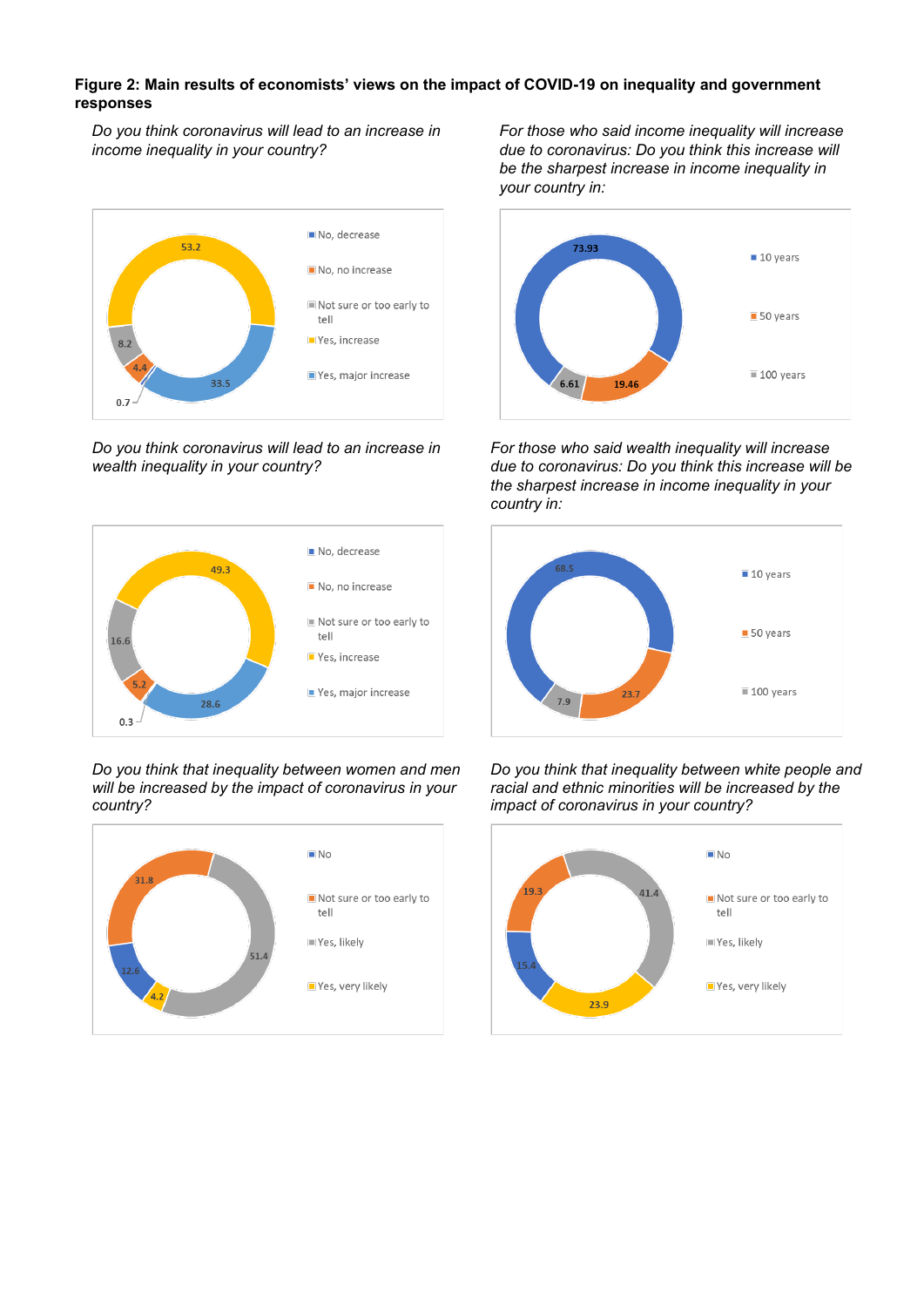**Figure 2: Main results of economists' views on the impact of COVID-19 on inequality and government responses**

*Do you think coronavirus will lead to an increase in income inequality in your country?*

| Response | % |
|---|---|
| No, decrease | 0.7 |
| No, no increase | 4.4 |
| Not sure or too early to tell | 8.2 |
| Yes, increase | 53.2 |
| Yes, major increase | 33.5 |

*For those who said income inequality will increase due to coronavirus: Do you think this increase will be the sharpest increase in income inequality in your country in:*

| Response | % |
|---|---|
| 10 years | 73.93 |
| 50 years | 19.46 |
| 100 years | 6.61 |

*Do you think coronavirus will lead to an increase in wealth inequality in your country?*

| Response | % |
|---|---|
| No, decrease | 0.3 |
| No, no increase | 5.2 |
| Not sure or too early to tell | 16.6 |
| Yes, increase | 49.3 |
| Yes, major increase | 28.6 |

*For those who said wealth inequality will increase due to coronavirus: Do you think this increase will be the sharpest increase in income inequality in your country in:*

| Response | % |
|---|---|
| 10 years | 68.5 |
| 50 years | 23.7 |
| 100 years | 7.9 |

*Do you think that inequality between women and men will be increased by the impact of coronavirus in your country?*

| Response | % |
|---|---|
| No | 12.6 |
| Not sure or too early to tell | 31.8 |
| Yes, likely | 51.4 |
| Yes, very likely | 4.2 |

*Do you think that inequality between white people and racial and ethnic minorities will be increased by the impact of coronavirus in your country?*

| Response | % |
|---|---|
| No | 15.4 |
| Not sure or too early to tell | 19.3 |
| Yes, likely | 41.4 |
| Yes, very likely | 23.9 |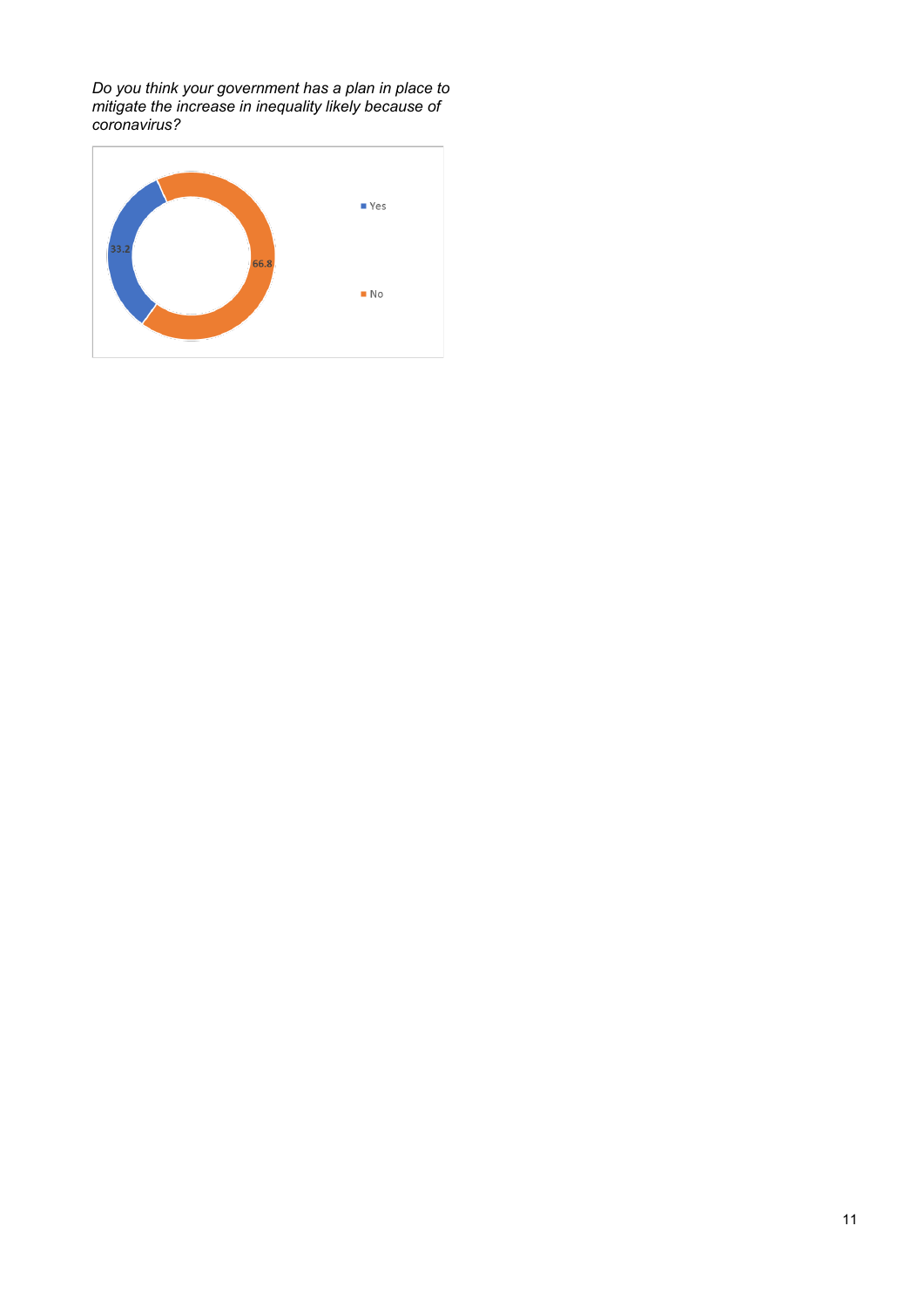*Do you think your government has a plan in place to mitigate the increase in inequality likely because of coronavirus?*

| Response | % |
|---|---|
| Yes | 33.2 |
| No | 66.8 |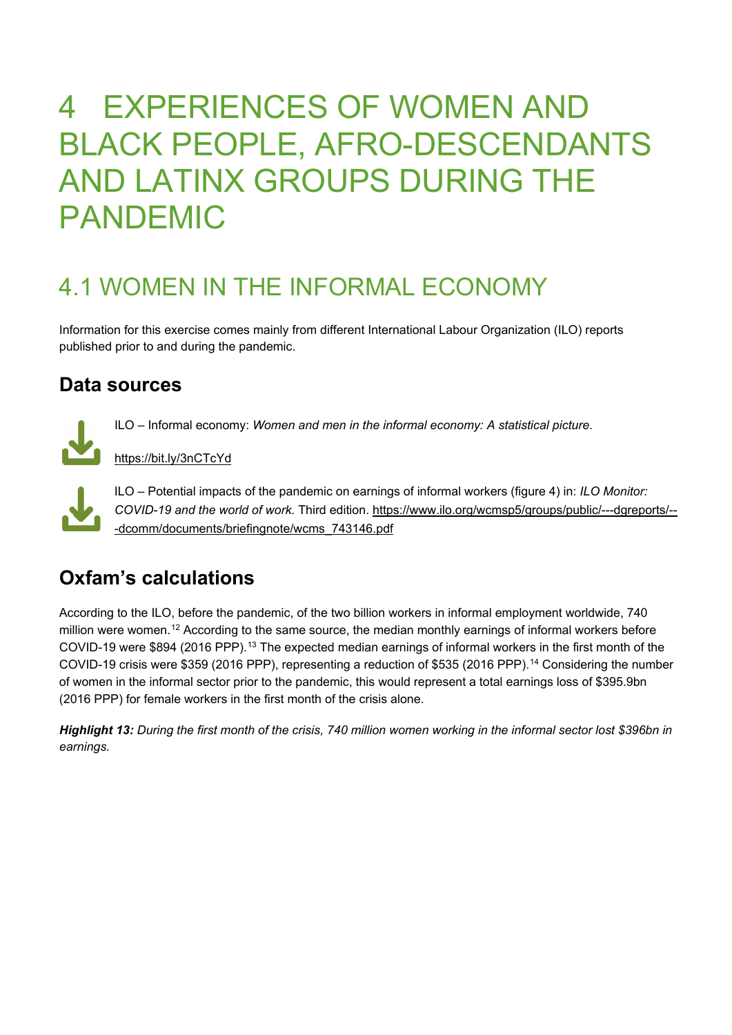# 4 EXPERIENCES OF WOMEN AND BLACK PEOPLE, AFRO-DESCENDANTS AND LATINX GROUPS DURING THE PANDEMIC

## 4.1 WOMEN IN THE INFORMAL ECONOMY

Information for this exercise comes mainly from different International Labour Organization (ILO) reports published prior to and during the pandemic.

### Data sources

ILO – Informal economy: *Women and men in the informal economy: A statistical picture*.

https://bit.ly/3nCTcYd

ILO – Potential impacts of the pandemic on earnings of informal workers (figure 4) in: *ILO Monitor: COVID-19 and the world of work*. Third edition. https://www.ilo.org/wcmsp5/groups/public/---dgreports/---dcomm/documents/briefingnote/wcms_743146.pdf

### Oxfam's calculations

According to the ILO, before the pandemic, of the two billion workers in informal employment worldwide, 740 million were women.[12] According to the same source, the median monthly earnings of informal workers before COVID-19 were $894 (2016 PPP).[13] The expected median earnings of informal workers in the first month of the COVID-19 crisis were $359 (2016 PPP), representing a reduction of $535 (2016 PPP).[14] Considering the number of women in the informal sector prior to the pandemic, this would represent a total earnings loss of $395.9bn (2016 PPP) for female workers in the first month of the crisis alone.

***Highlight 13:*** *During the first month of the crisis, 740 million women working in the informal sector lost $396bn in earnings.*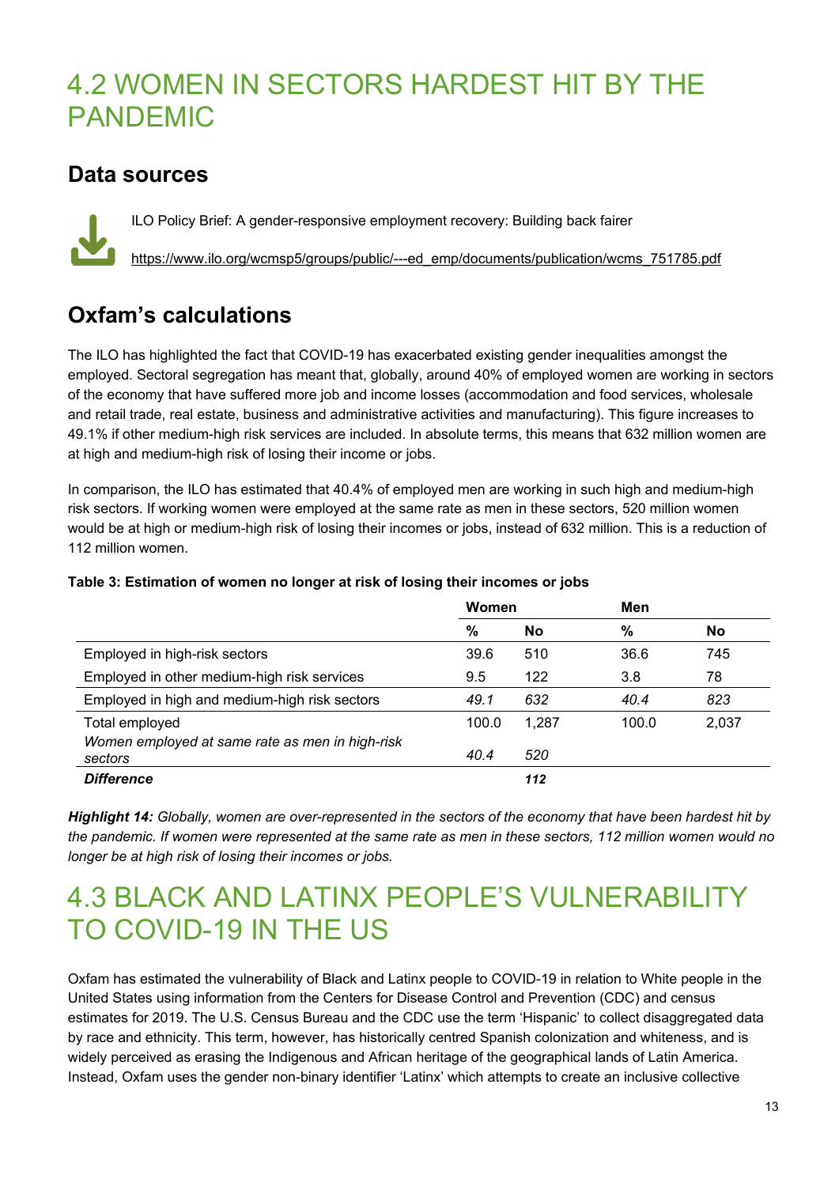# 4.2 WOMEN IN SECTORS HARDEST HIT BY THE PANDEMIC

## Data sources

ILO Policy Brief: A gender-responsive employment recovery: Building back fairer

https://www.ilo.org/wcmsp5/groups/public/---ed_emp/documents/publication/wcms_751785.pdf

## Oxfam's calculations

The ILO has highlighted the fact that COVID-19 has exacerbated existing gender inequalities amongst the employed. Sectoral segregation has meant that, globally, around 40% of employed women are working in sectors of the economy that have suffered more job and income losses (accommodation and food services, wholesale and retail trade, real estate, business and administrative activities and manufacturing). This figure increases to 49.1% if other medium-high risk services are included. In absolute terms, this means that 632 million women are at high and medium-high risk of losing their income or jobs.

In comparison, the ILO has estimated that 40.4% of employed men are working in such high and medium-high risk sectors. If working women were employed at the same rate as men in these sectors, 520 million women would be at high or medium-high risk of losing their incomes or jobs, instead of 632 million. This is a reduction of 112 million women.

**Table 3: Estimation of women no longer at risk of losing their incomes or jobs**

| | Women | | Men | |
|---|---|---|---|---|
| | **%** | **No** | **%** | **No** |
| Employed in high-risk sectors | 39.6 | 510 | 36.6 | 745 |
| Employed in other medium-high risk services | 9.5 | 122 | 3.8 | 78 |
| Employed in high and medium-high risk sectors | *49.1* | *632* | *40.4* | *823* |
| Total employed | 100.0 | 1,287 | 100.0 | 2,037 |
| *Women employed at same rate as men in high-risk sectors* | *40.4* | *520* | | |
| ***Difference*** | | ***112*** | | |

***Highlight 14:*** *Globally, women are over-represented in the sectors of the economy that have been hardest hit by the pandemic. If women were represented at the same rate as men in these sectors, 112 million women would no longer be at high risk of losing their incomes or jobs.*

# 4.3 BLACK AND LATINX PEOPLE'S VULNERABILITY TO COVID-19 IN THE US

Oxfam has estimated the vulnerability of Black and Latinx people to COVID-19 in relation to White people in the United States using information from the Centers for Disease Control and Prevention (CDC) and census estimates for 2019. The U.S. Census Bureau and the CDC use the term 'Hispanic' to collect disaggregated data by race and ethnicity. This term, however, has historically centred Spanish colonization and whiteness, and is widely perceived as erasing the Indigenous and African heritage of the geographical lands of Latin America. Instead, Oxfam uses the gender non-binary identifier 'Latinx' which attempts to create an inclusive collective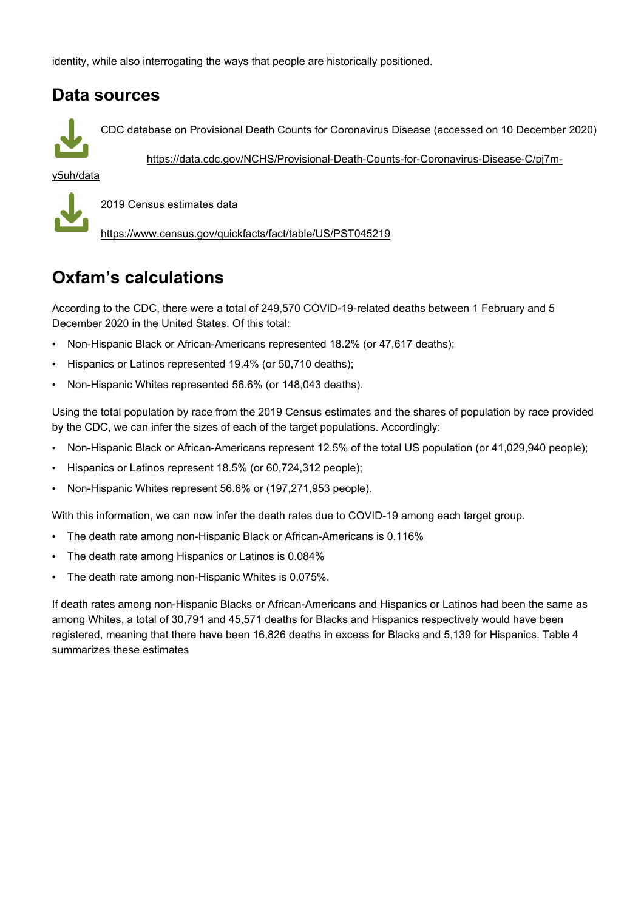identity, while also interrogating the ways that people are historically positioned.

## Data sources

CDC database on Provisional Death Counts for Coronavirus Disease (accessed on 10 December 2020)

https://data.cdc.gov/NCHS/Provisional-Death-Counts-for-Coronavirus-Disease-C/pj7m-y5uh/data

2019 Census estimates data

https://www.census.gov/quickfacts/fact/table/US/PST045219

## Oxfam's calculations

According to the CDC, there were a total of 249,570 COVID-19-related deaths between 1 February and 5 December 2020 in the United States. Of this total:

- Non-Hispanic Black or African-Americans represented 18.2% (or 47,617 deaths);
- Hispanics or Latinos represented 19.4% (or 50,710 deaths);
- Non-Hispanic Whites represented 56.6% (or 148,043 deaths).

Using the total population by race from the 2019 Census estimates and the shares of population by race provided by the CDC, we can infer the sizes of each of the target populations. Accordingly:

- Non-Hispanic Black or African-Americans represent 12.5% of the total US population (or 41,029,940 people);
- Hispanics or Latinos represent 18.5% (or 60,724,312 people);
- Non-Hispanic Whites represent 56.6% or (197,271,953 people).

With this information, we can now infer the death rates due to COVID-19 among each target group.

- The death rate among non-Hispanic Black or African-Americans is 0.116%
- The death rate among Hispanics or Latinos is 0.084%
- The death rate among non-Hispanic Whites is 0.075%.

If death rates among non-Hispanic Blacks or African-Americans and Hispanics or Latinos had been the same as among Whites, a total of 30,791 and 45,571 deaths for Blacks and Hispanics respectively would have been registered, meaning that there have been 16,826 deaths in excess for Blacks and 5,139 for Hispanics. Table 4 summarizes these estimates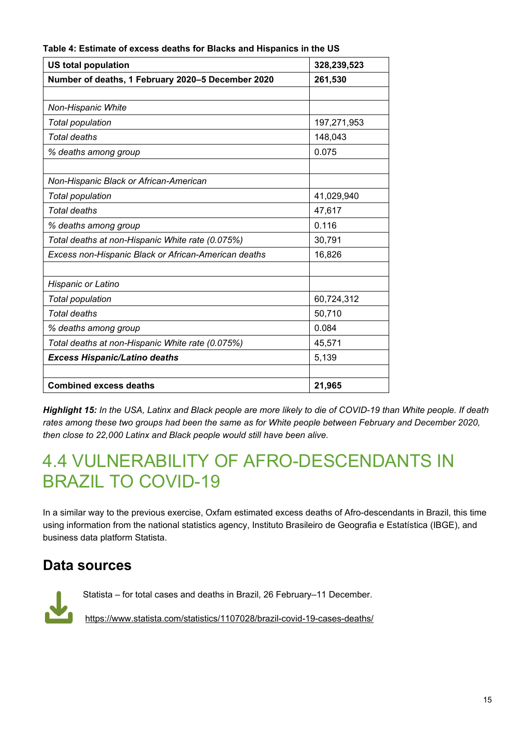**Table 4: Estimate of excess deaths for Blacks and Hispanics in the US**

| **US total population** | **328,239,523** |
|---|---|
| **Number of deaths, 1 February 2020–5 December 2020** | **261,530** |
| | |
| *Non-Hispanic White* | |
| *Total population* | 197,271,953 |
| *Total deaths* | 148,043 |
| *% deaths among group* | 0.075 |
| | |
| *Non-Hispanic Black or African-American* | |
| *Total population* | 41,029,940 |
| *Total deaths* | 47,617 |
| *% deaths among group* | 0.116 |
| *Total deaths at non-Hispanic White rate (0.075%)* | 30,791 |
| *Excess non-Hispanic Black or African-American deaths* | 16,826 |
| | |
| *Hispanic or Latino* | |
| *Total population* | 60,724,312 |
| *Total deaths* | 50,710 |
| *% deaths among group* | 0.084 |
| *Total deaths at non-Hispanic White rate (0.075%)* | 45,571 |
| ***Excess Hispanic/Latino deaths*** | 5,139 |
| | |
| **Combined excess deaths** | **21,965** |

***Highlight 15:*** *In the USA, Latinx and Black people are more likely to die of COVID-19 than White people. If death rates among these two groups had been the same as for White people between February and December 2020, then close to 22,000 Latinx and Black people would still have been alive.*

# 4.4 VULNERABILITY OF AFRO-DESCENDANTS IN BRAZIL TO COVID-19

In a similar way to the previous exercise, Oxfam estimated excess deaths of Afro-descendants in Brazil, this time using information from the national statistics agency, Instituto Brasileiro de Geografia e Estatística (IBGE), and business data platform Statista.

## Data sources

Statista – for total cases and deaths in Brazil, 26 February–11 December.

https://www.statista.com/statistics/1107028/brazil-covid-19-cases-deaths/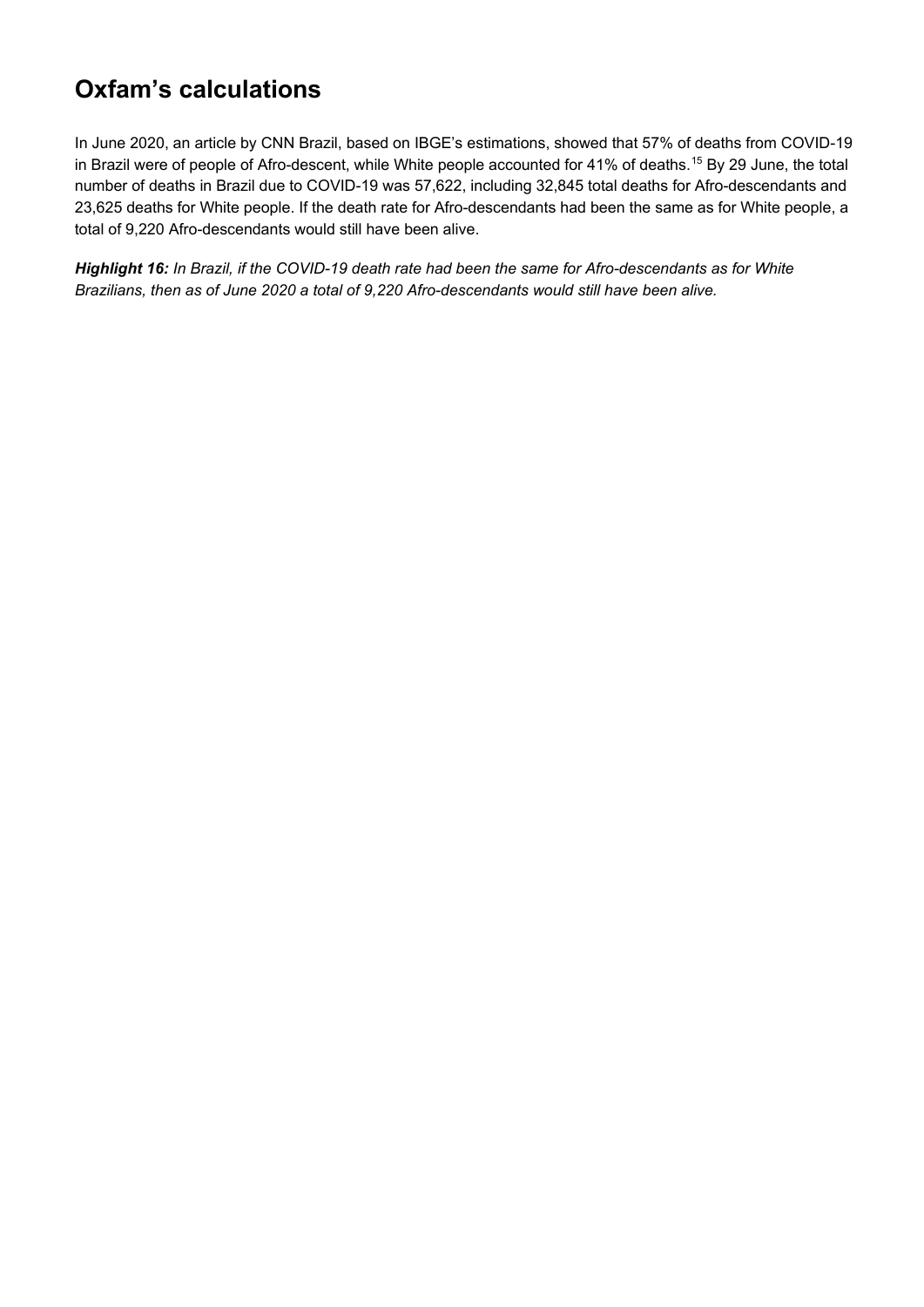## Oxfam's calculations

In June 2020, an article by CNN Brazil, based on IBGE's estimations, showed that 57% of deaths from COVID-19 in Brazil were of people of Afro-descent, while White people accounted for 41% of deaths.[15] By 29 June, the total number of deaths in Brazil due to COVID-19 was 57,622, including 32,845 total deaths for Afro-descendants and 23,625 deaths for White people. If the death rate for Afro-descendants had been the same as for White people, a total of 9,220 Afro-descendants would still have been alive.

***Highlight 16:*** *In Brazil, if the COVID-19 death rate had been the same for Afro-descendants as for White Brazilians, then as of June 2020 a total of 9,220 Afro-descendants would still have been alive.*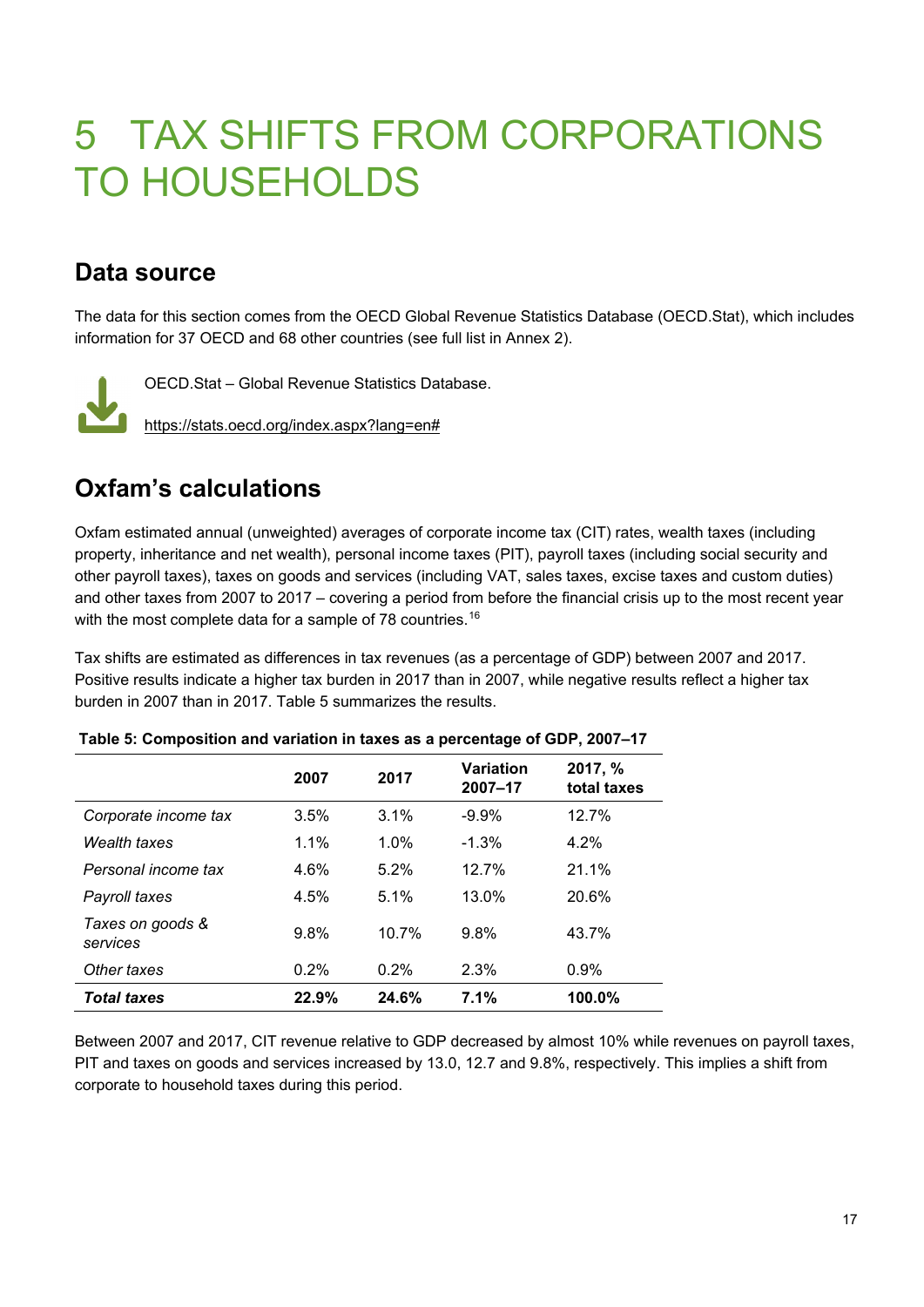# 5 TAX SHIFTS FROM CORPORATIONS TO HOUSEHOLDS

## Data source

The data for this section comes from the OECD Global Revenue Statistics Database (OECD.Stat), which includes information for 37 OECD and 68 other countries (see full list in Annex 2).

OECD.Stat – Global Revenue Statistics Database.

https://stats.oecd.org/index.aspx?lang=en#

## Oxfam's calculations

Oxfam estimated annual (unweighted) averages of corporate income tax (CIT) rates, wealth taxes (including property, inheritance and net wealth), personal income taxes (PIT), payroll taxes (including social security and other payroll taxes), taxes on goods and services (including VAT, sales taxes, excise taxes and custom duties) and other taxes from 2007 to 2017 – covering a period from before the financial crisis up to the most recent year with the most complete data for a sample of 78 countries.[16]

Tax shifts are estimated as differences in tax revenues (as a percentage of GDP) between 2007 and 2017. Positive results indicate a higher tax burden in 2017 than in 2007, while negative results reflect a higher tax burden in 2007 than in 2017. Table 5 summarizes the results.

**Table 5: Composition and variation in taxes as a percentage of GDP, 2007–17**

| | 2007 | 2017 | Variation 2007–17 | 2017, % total taxes |
|---|---|---|---|---|
| *Corporate income tax* | 3.5% | 3.1% | -9.9% | 12.7% |
| *Wealth taxes* | 1.1% | 1.0% | -1.3% | 4.2% |
| *Personal income tax* | 4.6% | 5.2% | 12.7% | 21.1% |
| *Payroll taxes* | 4.5% | 5.1% | 13.0% | 20.6% |
| *Taxes on goods & services* | 9.8% | 10.7% | 9.8% | 43.7% |
| *Other taxes* | 0.2% | 0.2% | 2.3% | 0.9% |
| ***Total taxes*** | **22.9%** | **24.6%** | **7.1%** | **100.0%** |

Between 2007 and 2017, CIT revenue relative to GDP decreased by almost 10% while revenues on payroll taxes, PIT and taxes on goods and services increased by 13.0, 12.7 and 9.8%, respectively. This implies a shift from corporate to household taxes during this period.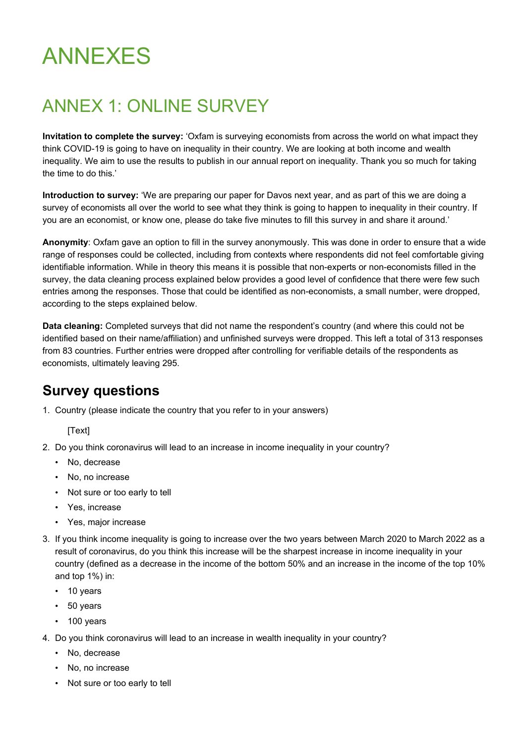# ANNEXES

## ANNEX 1: ONLINE SURVEY

**Invitation to complete the survey:** 'Oxfam is surveying economists from across the world on what impact they think COVID-19 is going to have on inequality in their country. We are looking at both income and wealth inequality. We aim to use the results to publish in our annual report on inequality. Thank you so much for taking the time to do this.'

**Introduction to survey:** 'We are preparing our paper for Davos next year, and as part of this we are doing a survey of economists all over the world to see what they think is going to happen to inequality in their country. If you are an economist, or know one, please do take five minutes to fill this survey in and share it around.'

**Anonymity**: Oxfam gave an option to fill in the survey anonymously. This was done in order to ensure that a wide range of responses could be collected, including from contexts where respondents did not feel comfortable giving identifiable information. While in theory this means it is possible that non-experts or non-economists filled in the survey, the data cleaning process explained below provides a good level of confidence that there were few such entries among the responses. Those that could be identified as non-economists, a small number, were dropped, according to the steps explained below.

**Data cleaning:** Completed surveys that did not name the respondent's country (and where this could not be identified based on their name/affiliation) and unfinished surveys were dropped. This left a total of 313 responses from 83 countries. Further entries were dropped after controlling for verifiable details of the respondents as economists, ultimately leaving 295.

### Survey questions

1. Country (please indicate the country that you refer to in your answers)

   [Text]

2. Do you think coronavirus will lead to an increase in income inequality in your country?
   - No, decrease
   - No, no increase
   - Not sure or too early to tell
   - Yes, increase
   - Yes, major increase
3. If you think income inequality is going to increase over the two years between March 2020 to March 2022 as a result of coronavirus, do you think this increase will be the sharpest increase in income inequality in your country (defined as a decrease in the income of the bottom 50% and an increase in the income of the top 10% and top 1%) in:
   - 10 years
   - 50 years
   - 100 years
4. Do you think coronavirus will lead to an increase in wealth inequality in your country?
   - No, decrease
   - No, no increase
   - Not sure or too early to tell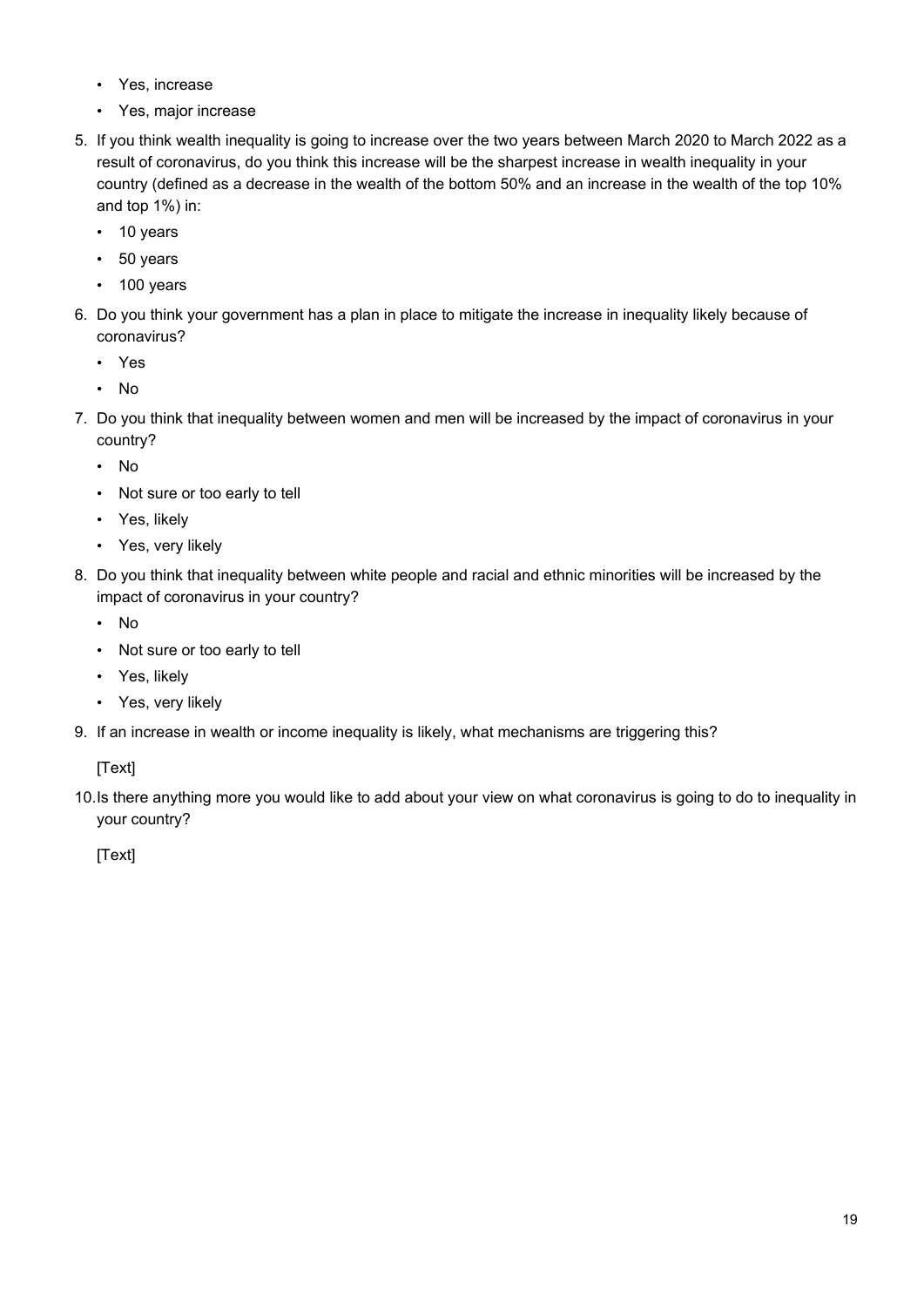- Yes, increase
- Yes, major increase

5. If you think wealth inequality is going to increase over the two years between March 2020 to March 2022 as a result of coronavirus, do you think this increase will be the sharpest increase in wealth inequality in your country (defined as a decrease in the wealth of the bottom 50% and an increase in the wealth of the top 10% and top 1%) in:
   - 10 years
   - 50 years
   - 100 years
6. Do you think your government has a plan in place to mitigate the increase in inequality likely because of coronavirus?
   - Yes
   - No
7. Do you think that inequality between women and men will be increased by the impact of coronavirus in your country?
   - No
   - Not sure or too early to tell
   - Yes, likely
   - Yes, very likely
8. Do you think that inequality between white people and racial and ethnic minorities will be increased by the impact of coronavirus in your country?
   - No
   - Not sure or too early to tell
   - Yes, likely
   - Yes, very likely
9. If an increase in wealth or income inequality is likely, what mechanisms are triggering this?

   [Text]

10. Is there anything more you would like to add about your view on what coronavirus is going to do to inequality in your country?

    [Text]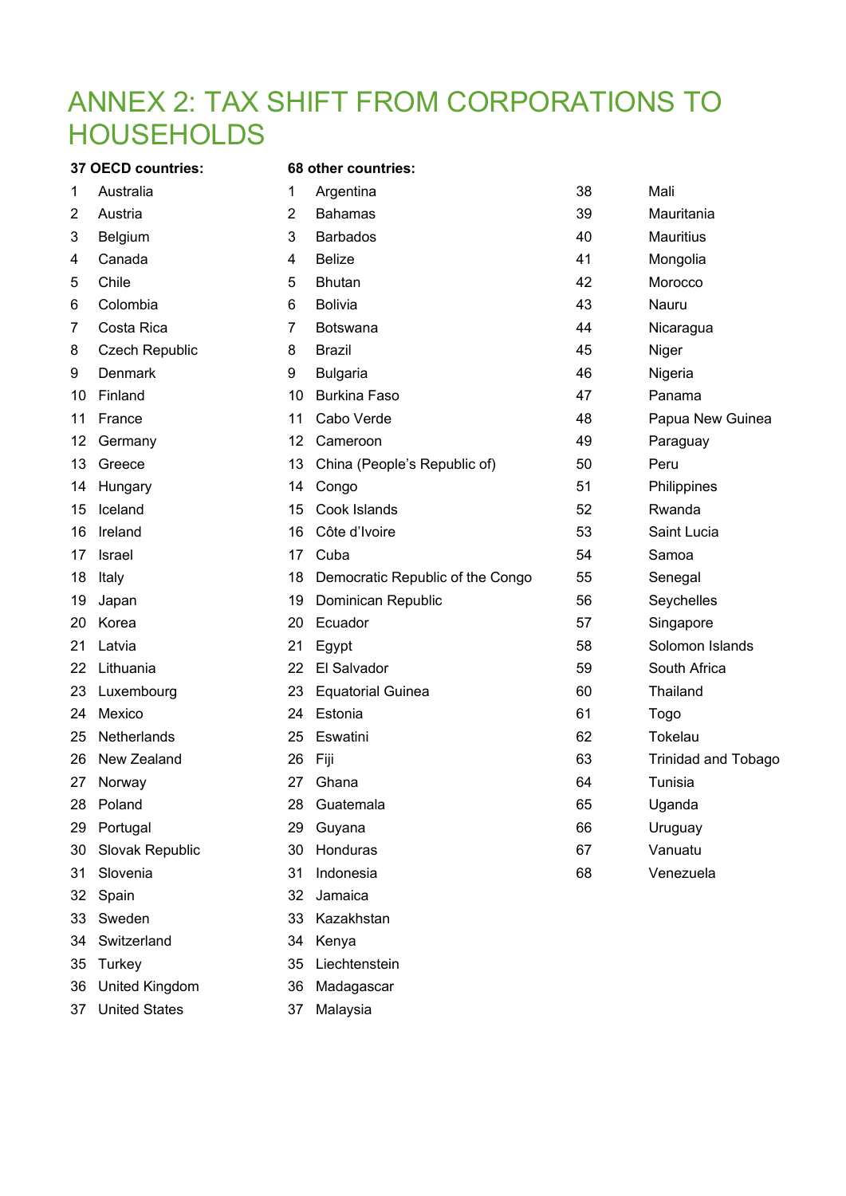# ANNEX 2: TAX SHIFT FROM CORPORATIONS TO HOUSEHOLDS

**37 OECD countries:**

1 Australia
2 Austria
3 Belgium
4 Canada
5 Chile
6 Colombia
7 Costa Rica
8 Czech Republic
9 Denmark
10 Finland
11 France
12 Germany
13 Greece
14 Hungary
15 Iceland
16 Ireland
17 Israel
18 Italy
19 Japan
20 Korea
21 Latvia
22 Lithuania
23 Luxembourg
24 Mexico
25 Netherlands
26 New Zealand
27 Norway
28 Poland
29 Portugal
30 Slovak Republic
31 Slovenia
32 Spain
33 Sweden
34 Switzerland
35 Turkey
36 United Kingdom
37 United States

**68 other countries:**

1 Argentina
2 Bahamas
3 Barbados
4 Belize
5 Bhutan
6 Bolivia
7 Botswana
8 Brazil
9 Bulgaria
10 Burkina Faso
11 Cabo Verde
12 Cameroon
13 China (People's Republic of)
14 Congo
15 Cook Islands
16 Côte d'Ivoire
17 Cuba
18 Democratic Republic of the Congo
19 Dominican Republic
20 Ecuador
21 Egypt
22 El Salvador
23 Equatorial Guinea
24 Estonia
25 Eswatini
26 Fiji
27 Ghana
28 Guatemala
29 Guyana
30 Honduras
31 Indonesia
32 Jamaica
33 Kazakhstan
34 Kenya
35 Liechtenstein
36 Madagascar
37 Malaysia
38 Mali
39 Mauritania
40 Mauritius
41 Mongolia
42 Morocco
43 Nauru
44 Nicaragua
45 Niger
46 Nigeria
47 Panama
48 Papua New Guinea
49 Paraguay
50 Peru
51 Philippines
52 Rwanda
53 Saint Lucia
54 Samoa
55 Senegal
56 Seychelles
57 Singapore
58 Solomon Islands
59 South Africa
60 Thailand
61 Togo
62 Tokelau
63 Trinidad and Tobago
64 Tunisia
65 Uganda
66 Uruguay
67 Vanuatu
68 Venezuela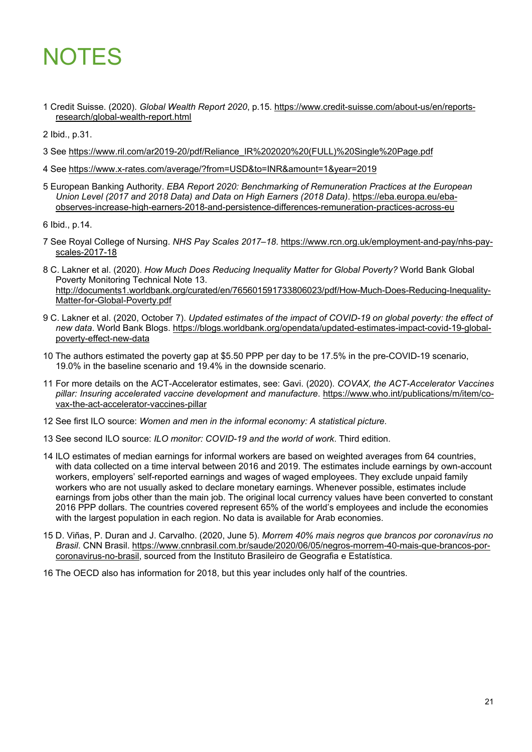# NOTES

1 Credit Suisse. (2020). *Global Wealth Report 2020*, p.15. https://www.credit-suisse.com/about-us/en/reports-research/global-wealth-report.html

2 Ibid., p.31.

3 See https://www.ril.com/ar2019-20/pdf/Reliance_IR%202020%20(FULL)%20Single%20Page.pdf

4 See https://www.x-rates.com/average/?from=USD&to=INR&amount=1&year=2019

5 European Banking Authority. *EBA Report 2020: Benchmarking of Remuneration Practices at the European Union Level (2017 and 2018 Data) and Data on High Earners (2018 Data)*. https://eba.europa.eu/eba-observes-increase-high-earners-2018-and-persistence-differences-remuneration-practices-across-eu

6 Ibid., p.14.

7 See Royal College of Nursing. *NHS Pay Scales 2017–18*. https://www.rcn.org.uk/employment-and-pay/nhs-pay-scales-2017-18

8 C. Lakner et al. (2020). *How Much Does Reducing Inequality Matter for Global Poverty?* World Bank Global Poverty Monitoring Technical Note 13. http://documents1.worldbank.org/curated/en/765601591733806023/pdf/How-Much-Does-Reducing-Inequality-Matter-for-Global-Poverty.pdf

9 C. Lakner et al. (2020, October 7). *Updated estimates of the impact of COVID-19 on global poverty: the effect of new data*. World Bank Blogs. https://blogs.worldbank.org/opendata/updated-estimates-impact-covid-19-global-poverty-effect-new-data

10 The authors estimated the poverty gap at $5.50 PPP per day to be 17.5% in the pre-COVID-19 scenario, 19.0% in the baseline scenario and 19.4% in the downside scenario.

11 For more details on the ACT-Accelerator estimates, see: Gavi. (2020). *COVAX, the ACT-Accelerator Vaccines pillar: Insuring accelerated vaccine development and manufacture*. https://www.who.int/publications/m/item/co-vax-the-act-accelerator-vaccines-pillar

12 See first ILO source: *Women and men in the informal economy: A statistical picture.*

13 See second ILO source: *ILO monitor: COVID-19 and the world of work*. Third edition.

14 ILO estimates of median earnings for informal workers are based on weighted averages from 64 countries, with data collected on a time interval between 2016 and 2019. The estimates include earnings by own-account workers, employers' self-reported earnings and wages of waged employees. They exclude unpaid family workers who are not usually asked to declare monetary earnings. Whenever possible, estimates include earnings from jobs other than the main job. The original local currency values have been converted to constant 2016 PPP dollars. The countries covered represent 65% of the world's employees and include the economies with the largest population in each region. No data is available for Arab economies.

15 D. Viñas, P. Duran and J. Carvalho. (2020, June 5). *Morrem 40% mais negros que brancos por coronavírus no Brasil*. CNN Brasil. https://www.cnnbrasil.com.br/saude/2020/06/05/negros-morrem-40-mais-que-brancos-por-coronavirus-no-brasil, sourced from the Instituto Brasileiro de Geografia e Estatística.

16 The OECD also has information for 2018, but this year includes only half of the countries.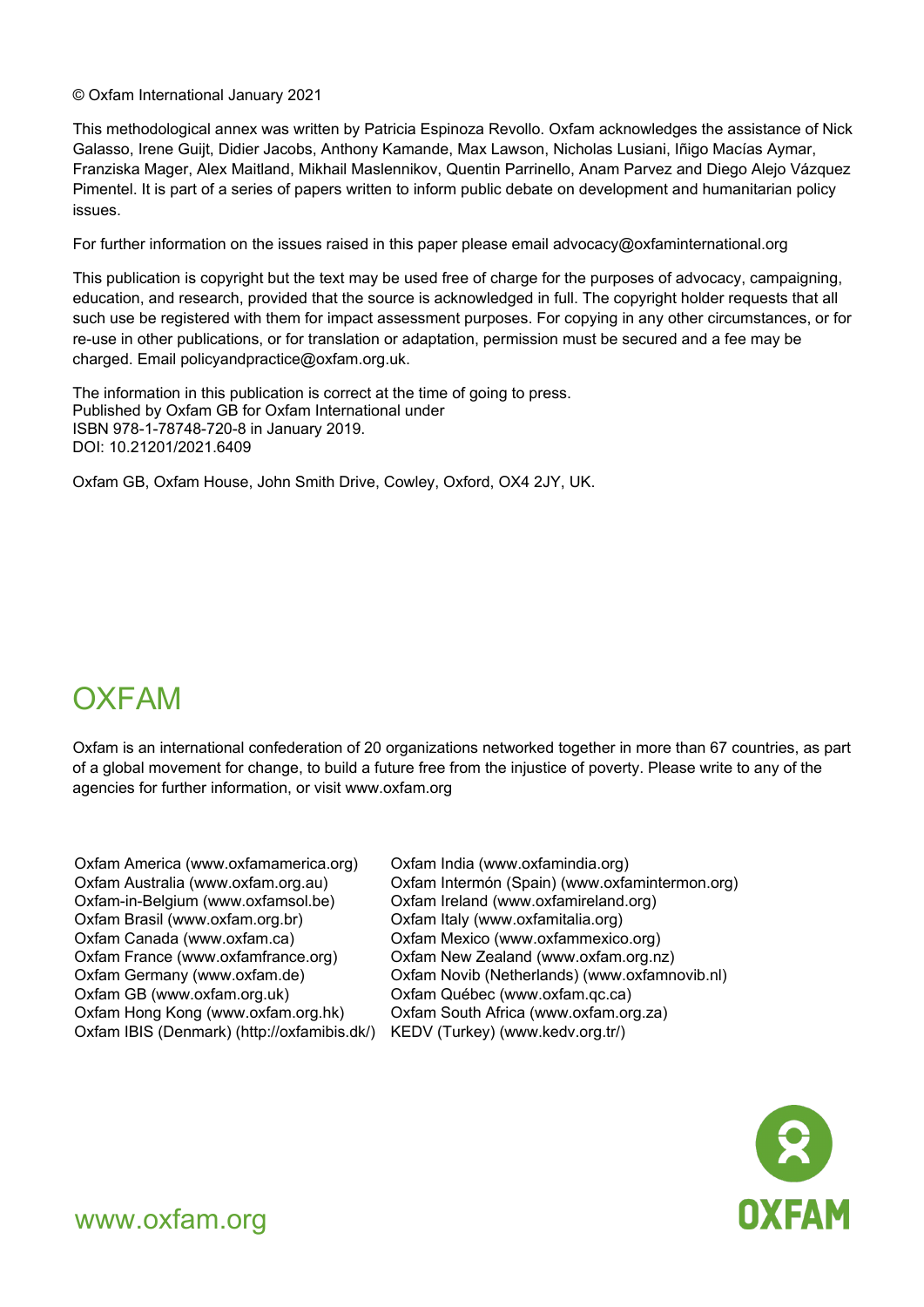© Oxfam International January 2021

This methodological annex was written by Patricia Espinoza Revollo. Oxfam acknowledges the assistance of Nick Galasso, Irene Guijt, Didier Jacobs, Anthony Kamande, Max Lawson, Nicholas Lusiani, Iñigo Macías Aymar, Franziska Mager, Alex Maitland, Mikhail Maslennikov, Quentin Parrinello, Anam Parvez and Diego Alejo Vázquez Pimentel. It is part of a series of papers written to inform public debate on development and humanitarian policy issues.

For further information on the issues raised in this paper please email advocacy@oxfaminternational.org

This publication is copyright but the text may be used free of charge for the purposes of advocacy, campaigning, education, and research, provided that the source is acknowledged in full. The copyright holder requests that all such use be registered with them for impact assessment purposes. For copying in any other circumstances, or for re-use in other publications, or for translation or adaptation, permission must be secured and a fee may be charged. Email policyandpractice@oxfam.org.uk.

The information in this publication is correct at the time of going to press.
Published by Oxfam GB for Oxfam International under
ISBN 978-1-78748-720-8 in January 2019.
DOI: 10.21201/2021.6409

Oxfam GB, Oxfam House, John Smith Drive, Cowley, Oxford, OX4 2JY, UK.

# OXFAM

Oxfam is an international confederation of 20 organizations networked together in more than 67 countries, as part of a global movement for change, to build a future free from the injustice of poverty. Please write to any of the agencies for further information, or visit www.oxfam.org

Oxfam America (www.oxfamamerica.org)
Oxfam Australia (www.oxfam.org.au)
Oxfam-in-Belgium (www.oxfamsol.be)
Oxfam Brasil (www.oxfam.org.br)
Oxfam Canada (www.oxfam.ca)
Oxfam France (www.oxfamfrance.org)
Oxfam Germany (www.oxfam.de)
Oxfam GB (www.oxfam.org.uk)
Oxfam Hong Kong (www.oxfam.org.hk)
Oxfam IBIS (Denmark) (http://oxfamibis.dk/)
Oxfam India (www.oxfamindia.org)
Oxfam Intermón (Spain) (www.oxfamintermon.org)
Oxfam Ireland (www.oxfamireland.org)
Oxfam Italy (www.oxfamitalia.org)
Oxfam Mexico (www.oxfammexico.org)
Oxfam New Zealand (www.oxfam.org.nz)
Oxfam Novib (Netherlands) (www.oxfamnovib.nl)
Oxfam Québec (www.oxfam.qc.ca)
Oxfam South Africa (www.oxfam.org.za)
KEDV (Turkey) (www.kedv.org.tr/)

www.oxfam.org

OXFAM